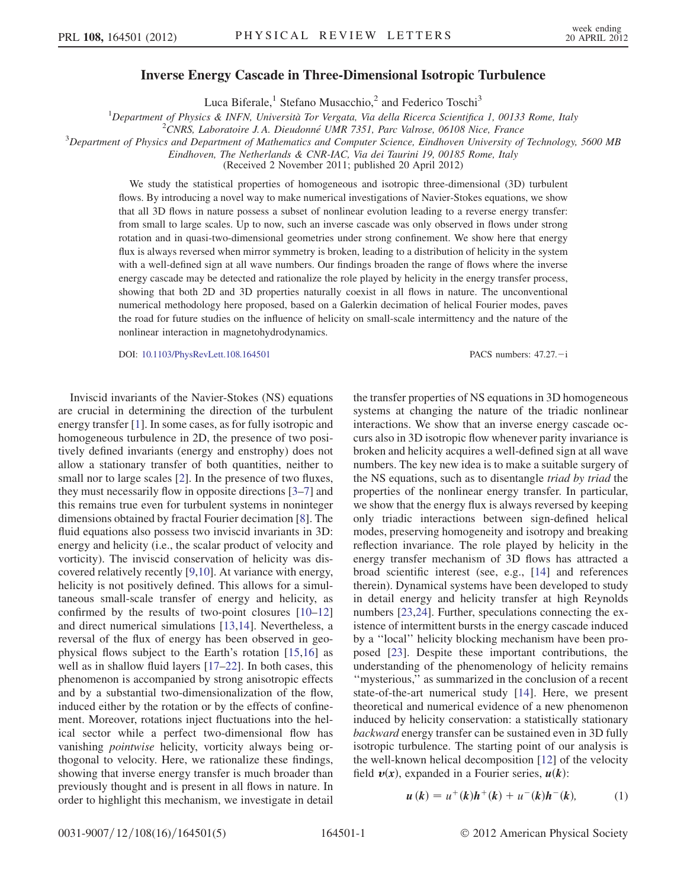# Inverse Energy Cascade in Three-Dimensional Isotropic Turbulence

Luca Biferale,[1] Stefano Musacchio,[2] and Federico Toschi[3]

[1]Department of Physics & INFN, Università Tor Vergata, Via della Ricerca Scientifica 1, 00133 Rome, Italy
[2]CNRS, Laboratoire J.A. Dieudonné UMR 7351, Parc Valrose, 06108 Nice, France
[3]Department of Physics and Department of Mathematics and Computer Science, Eindhoven University of Technology, 5600 MB Eindhoven, The Netherlands & CNR-IAC, Via dei Taurini 19, 00185 Rome, Italy

(Received 2 November 2011; published 20 April 2012)

We study the statistical properties of homogeneous and isotropic three-dimensional (3D) turbulent flows. By introducing a novel way to make numerical investigations of Navier-Stokes equations, we show that all 3D flows in nature possess a subset of nonlinear evolution leading to a reverse energy transfer: from small to large scales. Up to now, such an inverse cascade was only observed in flows under strong rotation and in quasi-two-dimensional geometries under strong confinement. We show here that energy flux is always reversed when mirror symmetry is broken, leading to a distribution of helicity in the system with a well-defined sign at all wave numbers. Our findings broaden the range of flows where the inverse energy cascade may be detected and rationalize the role played by helicity in the energy transfer process, showing that both 2D and 3D properties naturally coexist in all flows in nature. The unconventional numerical methodology here proposed, based on a Galerkin decimation of helical Fourier modes, paves the road for future studies on the influence of helicity on small-scale intermittency and the nature of the nonlinear interaction in magnetohydrodynamics.

DOI: 10.1103/PhysRevLett.108.164501 PACS numbers: 47.27.−i

Inviscid invariants of the Navier-Stokes (NS) equations are crucial in determining the direction of the turbulent energy transfer [1]. In some cases, as for fully isotropic and homogeneous turbulence in 2D, the presence of two positively defined invariants (energy and enstrophy) does not allow a stationary transfer of both quantities, neither to small nor to large scales [2]. In the presence of two fluxes, they must necessarily flow in opposite directions [3–7] and this remains true even for turbulent systems in noninteger dimensions obtained by fractal Fourier decimation [8]. The fluid equations also possess two inviscid invariants in 3D: energy and helicity (i.e., the scalar product of velocity and vorticity). The inviscid conservation of helicity was discovered relatively recently [9,10]. At variance with energy, helicity is not positively defined. This allows for a simultaneous small-scale transfer of energy and helicity, as confirmed by the results of two-point closures [10–12] and direct numerical simulations [13,14]. Nevertheless, a reversal of the flux of energy has been observed in geophysical flows subject to the Earth's rotation [15,16] as well as in shallow fluid layers [17–22]. In both cases, this phenomenon is accompanied by strong anisotropic effects and by a substantial two-dimensionalization of the flow, induced either by the rotation or by the effects of confinement. Moreover, rotations inject fluctuations into the helical sector while a perfect two-dimensional flow has vanishing *pointwise* helicity, vorticity always being orthogonal to velocity. Here, we rationalize these findings, showing that inverse energy transfer is much broader than previously thought and is present in all flows in nature. In order to highlight this mechanism, we investigate in detail the transfer properties of NS equations in 3D homogeneous systems at changing the nature of the triadic nonlinear interactions. We show that an inverse energy cascade occurs also in 3D isotropic flow whenever parity invariance is broken and helicity acquires a well-defined sign at all wave numbers. The key new idea is to make a suitable surgery of the NS equations, such as to disentangle *triad by triad* the properties of the nonlinear energy transfer. In particular, we show that the energy flux is always reversed by keeping only triadic interactions between sign-defined helical modes, preserving homogeneity and isotropy and breaking reflection invariance. The role played by helicity in the energy transfer mechanism of 3D flows has attracted a broad scientific interest (see, e.g., [14] and references therein). Dynamical systems have been developed to study in detail energy and helicity transfer at high Reynolds numbers [23,24]. Further, speculations connecting the existence of intermittent bursts in the energy cascade induced by a "local" helicity blocking mechanism have been proposed [23]. Despite these important contributions, the understanding of the phenomenology of helicity remains "mysterious," as summarized in the conclusion of a recent state-of-the-art numerical study [14]. Here, we present theoretical and numerical evidence of a new phenomenon induced by helicity conservation: a statistically stationary *backward* energy transfer can be sustained even in 3D fully isotropic turbulence. The starting point of our analysis is the well-known helical decomposition [12] of the velocity field $\boldsymbol{v}(\boldsymbol{x})$, expanded in a Fourier series, $\boldsymbol{u}(\boldsymbol{k})$:

$$\boldsymbol{u}(\boldsymbol{k}) = u^{+}(\boldsymbol{k})\boldsymbol{h}^{+}(\boldsymbol{k}) + u^{-}(\boldsymbol{k})\boldsymbol{h}^{-}(\boldsymbol{k}), \tag{1}$$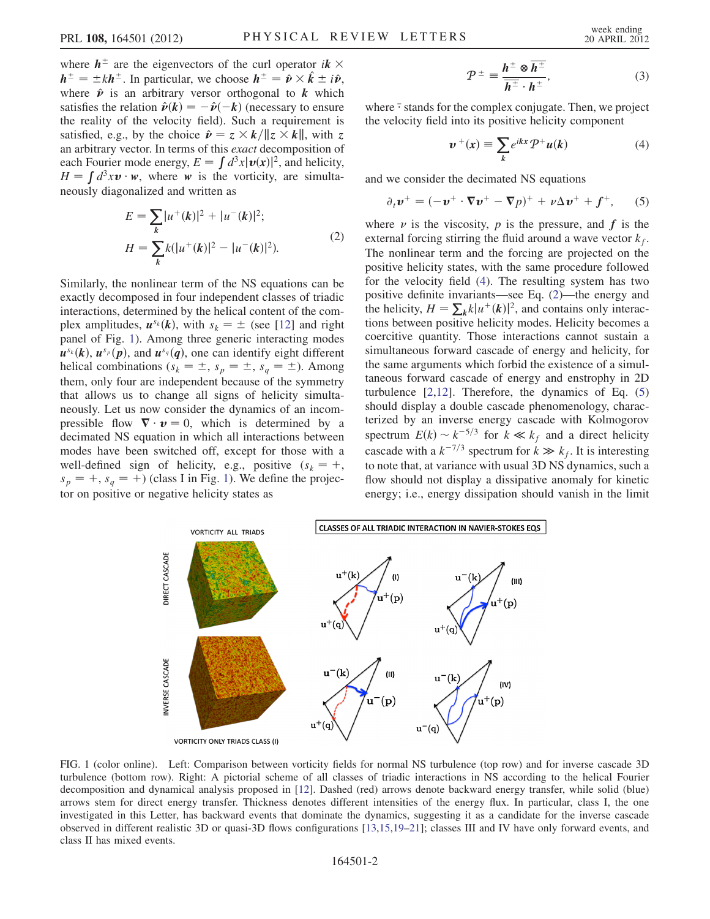where $\boldsymbol{h}^{\pm}$ are the eigenvectors of the curl operator $i\boldsymbol{k} \times \boldsymbol{h}^{\pm} = \pm k \boldsymbol{h}^{\pm}$. In particular, we choose $\boldsymbol{h}^{\pm} = \hat{\boldsymbol{\nu}} \times \hat{\boldsymbol{k}} \pm i\hat{\boldsymbol{\nu}}$, where $\hat{\boldsymbol{\nu}}$ is an arbitrary versor orthogonal to $\boldsymbol{k}$ which satisfies the relation $\hat{\boldsymbol{\nu}}(\boldsymbol{k}) = -\hat{\boldsymbol{\nu}}(-\boldsymbol{k})$ (necessary to ensure the reality of the velocity field). Such a requirement is satisfied, e.g., by the choice $\hat{\boldsymbol{\nu}} = \boldsymbol{z} \times \boldsymbol{k}/\|\boldsymbol{z} \times \boldsymbol{k}\|$, with $\boldsymbol{z}$ an arbitrary vector. In terms of this *exact* decomposition of each Fourier mode energy, $E = \int d^3x |\boldsymbol{v}(\boldsymbol{x})|^2$, and helicity, $H = \int d^3x \boldsymbol{v} \cdot \boldsymbol{w}$, where $\boldsymbol{w}$ is the vorticity, are simultaneously diagonalized and written as

$$
\begin{aligned}
E &= \sum_{\boldsymbol{k}} |u^+(\boldsymbol{k})|^2 + |u^-(\boldsymbol{k})|^2; \\
H &= \sum_{\boldsymbol{k}} k(|u^+(\boldsymbol{k})|^2 - |u^-(\boldsymbol{k})|^2).
\end{aligned}
\tag{2}
$$

Similarly, the nonlinear term of the NS equations can be exactly decomposed in four independent classes of triadic interactions, determined by the helical content of the complex amplitudes, $\boldsymbol{u}^{s_k}(\boldsymbol{k})$, with $s_k = \pm$ (see [12] and right panel of Fig. 1). Among three generic interacting modes $\boldsymbol{u}^{s_k}(\boldsymbol{k})$, $\boldsymbol{u}^{s_p}(\boldsymbol{p})$, and $\boldsymbol{u}^{s_q}(\boldsymbol{q})$, one can identify eight different helical combinations ($s_k = \pm$, $s_p = \pm$, $s_q = \pm$). Among them, only four are independent because of the symmetry that allows us to change all signs of helicity simultaneously. Let us now consider the dynamics of an incompressible flow $\nabla \cdot \boldsymbol{v} = 0$, which is determined by a decimated NS equation in which all interactions between modes have been switched off, except for those with a well-defined sign of helicity, e.g., positive ($s_k = +$, $s_p = +$, $s_q = +$) (class I in Fig. 1). We define the projector on positive or negative helicity states as

$$
\mathcal{P}^{\pm} \equiv \frac{\boldsymbol{h}^{\pm} \otimes \overline{\boldsymbol{h}^{\pm}}}{\overline{\boldsymbol{h}^{\pm}} \cdot \boldsymbol{h}^{\pm}}, \tag{3}
$$

where $\bar{\cdot}$ stands for the complex conjugate. Then, we project the velocity field into its positive helicity component

$$
\boldsymbol{v}^+(\boldsymbol{x}) \equiv \sum_{\boldsymbol{k}} e^{i\boldsymbol{k}\boldsymbol{x}} \mathcal{P}^+ \boldsymbol{u}(\boldsymbol{k}) \tag{4}
$$

and we consider the decimated NS equations

$$
\partial_t \boldsymbol{v}^+ = (-\boldsymbol{v}^+ \cdot \nabla \boldsymbol{v}^+ - \nabla p)^+ + \nu \Delta \boldsymbol{v}^+ + \boldsymbol{f}^+, \tag{5}
$$

where $\nu$ is the viscosity, $p$ is the pressure, and $\boldsymbol{f}$ is the external forcing stirring the fluid around a wave vector $k_f$. The nonlinear term and the forcing are projected on the positive helicity states, with the same procedure followed for the velocity field (4). The resulting system has two positive definite invariants—see Eq. (2)—the energy and the helicity, $H = \sum_{\boldsymbol{k}} k|u^+(\boldsymbol{k})|^2$, and contains only interactions between positive helicity modes. Helicity becomes a coercitive quantity. Those interactions cannot sustain a simultaneous forward cascade of energy and helicity, for the same arguments which forbid the existence of a simultaneous forward cascade of energy and enstrophy in 2D turbulence [2,12]. Therefore, the dynamics of Eq. (5) should display a double cascade phenomenology, characterized by an inverse energy cascade with Kolmogorov spectrum $E(k) \sim k^{-5/3}$ for $k \ll k_f$ and a direct helicity cascade with a $k^{-7/3}$ spectrum for $k \gg k_f$. It is interesting to note that, at variance with usual 3D NS dynamics, such a flow should not display a dissipative anomaly for kinetic energy; i.e., energy dissipation should vanish in the limit

FIG. 1 (color online). Left: Comparison between vorticity fields for normal NS turbulence (top row) and for inverse cascade 3D turbulence (bottom row). Right: A pictorial scheme of all classes of triadic interactions in NS according to the helical Fourier decomposition and dynamical analysis proposed in [12]. Dashed (red) arrows denote backward energy transfer, while solid (blue) arrows stem for direct energy transfer. Thickness denotes different intensities of the energy flux. In particular, class I, the one investigated in this Letter, has backward events that dominate the dynamics, suggesting it as a candidate for the inverse cascade observed in different realistic 3D or quasi-3D flows configurations [13,15,19–21]; classes III and IV have only forward events, and class II has mixed events.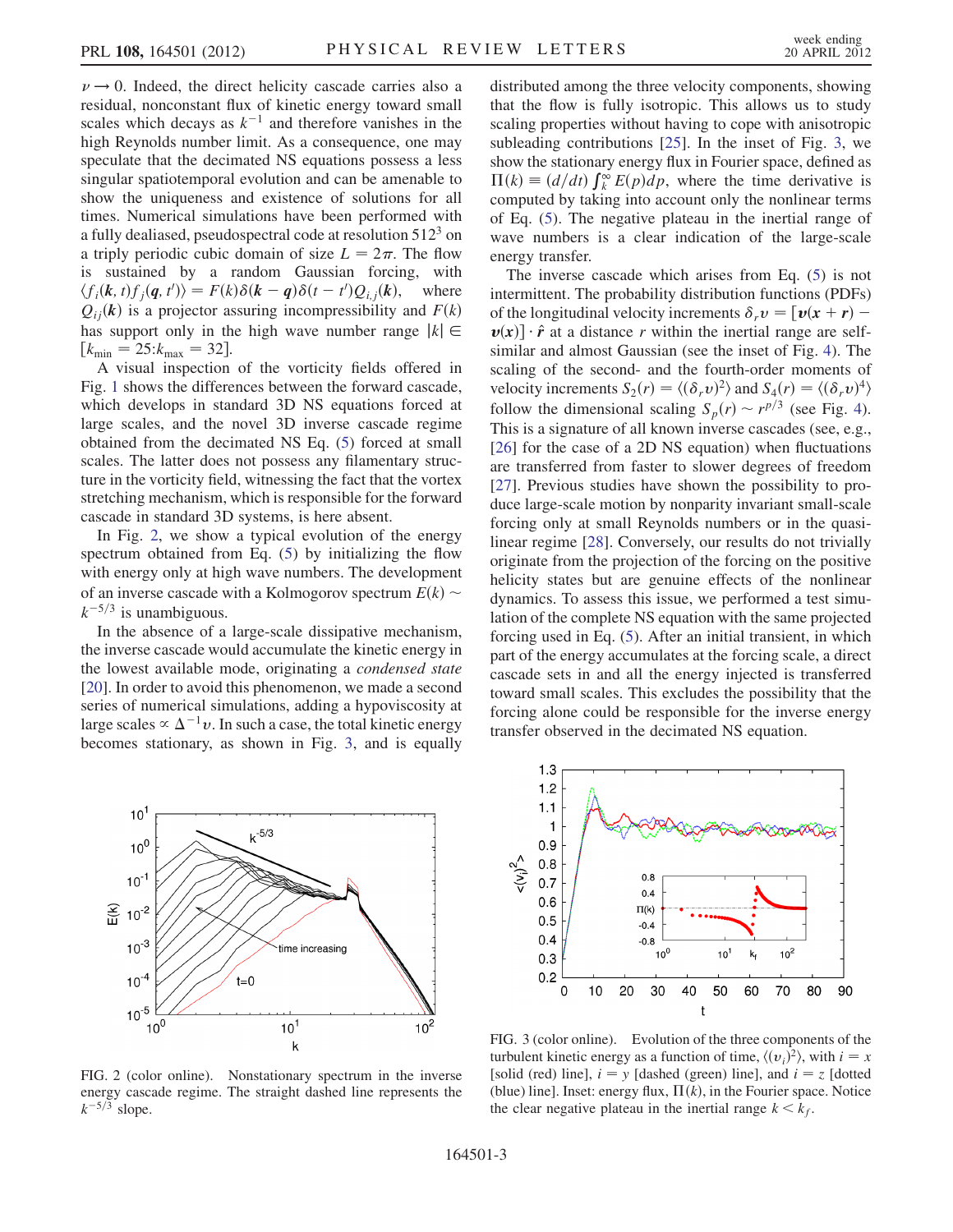$\nu \to 0$. Indeed, the direct helicity cascade carries also a residual, nonconstant flux of kinetic energy toward small scales which decays as $k^{-1}$ and therefore vanishes in the high Reynolds number limit. As a consequence, one may speculate that the decimated NS equations possess a less singular spatiotemporal evolution and can be amenable to show the uniqueness and existence of solutions for all times. Numerical simulations have been performed with a fully dealiased, pseudospectral code at resolution $512^3$ on a triply periodic cubic domain of size $L = 2\pi$. The flow is sustained by a random Gaussian forcing, with $\langle f_i(\mathbf{k}, t) f_j(\mathbf{q}, t')\rangle = F(k)\delta(\mathbf{k} - \mathbf{q})\delta(t - t')Q_{i,j}(\mathbf{k})$, where $Q_{ij}(\mathbf{k})$ is a projector assuring incompressibility and $F(k)$ has support only in the high wave number range $|k| \in [k_{\min} = 25{:}k_{\max} = 32]$.

A visual inspection of the vorticity fields offered in Fig. 1 shows the differences between the forward cascade, which develops in standard 3D NS equations forced at large scales, and the novel 3D inverse cascade regime obtained from the decimated NS Eq. (5) forced at small scales. The latter does not possess any filamentary structure in the vorticity field, witnessing the fact that the vortex stretching mechanism, which is responsible for the forward cascade in standard 3D systems, is here absent.

In Fig. 2, we show a typical evolution of the energy spectrum obtained from Eq. (5) by initializing the flow with energy only at high wave numbers. The development of an inverse cascade with a Kolmogorov spectrum $E(k) \sim k^{-5/3}$ is unambiguous.

In the absence of a large-scale dissipative mechanism, the inverse cascade would accumulate the kinetic energy in the lowest available mode, originating a *condensed state* [20]. In order to avoid this phenomenon, we made a second series of numerical simulations, adding a hypoviscosity at large scales $\propto \Delta^{-1}v$. In such a case, the total kinetic energy becomes stationary, as shown in Fig. 3, and is equally distributed among the three velocity components, showing that the flow is fully isotropic. This allows us to study scaling properties without having to cope with anisotropic subleading contributions [25]. In the inset of Fig. 3, we show the stationary energy flux in Fourier space, defined as $\Pi(k) \equiv (d/dt)\int_k^\infty E(p)dp$, where the time derivative is computed by taking into account only the nonlinear terms of Eq. (5). The negative plateau in the inertial range of wave numbers is a clear indication of the large-scale energy transfer.

The inverse cascade which arises from Eq. (5) is not intermittent. The probability distribution functions (PDFs) of the longitudinal velocity increments $\delta_r v = [\mathbf{v}(\mathbf{x} + \mathbf{r}) - \mathbf{v}(\mathbf{x})] \cdot \hat{\mathbf{r}}$ at a distance $r$ within the inertial range are self-similar and almost Gaussian (see the inset of Fig. 4). The scaling of the second- and the fourth-order moments of velocity increments $S_2(r) = \langle(\delta_r v)^2\rangle$ and $S_4(r) = \langle(\delta_r v)^4\rangle$ follow the dimensional scaling $S_p(r) \sim r^{p/3}$ (see Fig. 4). This is a signature of all known inverse cascades (see, e.g., [26] for the case of a 2D NS equation) when fluctuations are transferred from faster to slower degrees of freedom [27]. Previous studies have shown the possibility to produce large-scale motion by nonparity invariant small-scale forcing only at small Reynolds numbers or in the quasilinear regime [28]. Conversely, our results do not trivially originate from the projection of the forcing on the positive helicity states but are genuine effects of the nonlinear dynamics. To assess this issue, we performed a test simulation of the complete NS equation with the same projected forcing used in Eq. (5). After an initial transient, in which part of the energy accumulates at the forcing scale, a direct cascade sets in and all the energy injected is transferred toward small scales. This excludes the possibility that the forcing alone could be responsible for the inverse energy transfer observed in the decimated NS equation.

FIG. 2 (color online). Nonstationary spectrum in the inverse energy cascade regime. The straight dashed line represents the $k^{-5/3}$ slope.

FIG. 3 (color online). Evolution of the three components of the turbulent kinetic energy as a function of time, $\langle(v_i)^2\rangle$, with $i = x$ [solid (red) line], $i = y$ [dashed (green) line], and $i = z$ [dotted (blue) line]. Inset: energy flux, $\Pi(k)$, in the Fourier space. Notice the clear negative plateau in the inertial range $k < k_f$.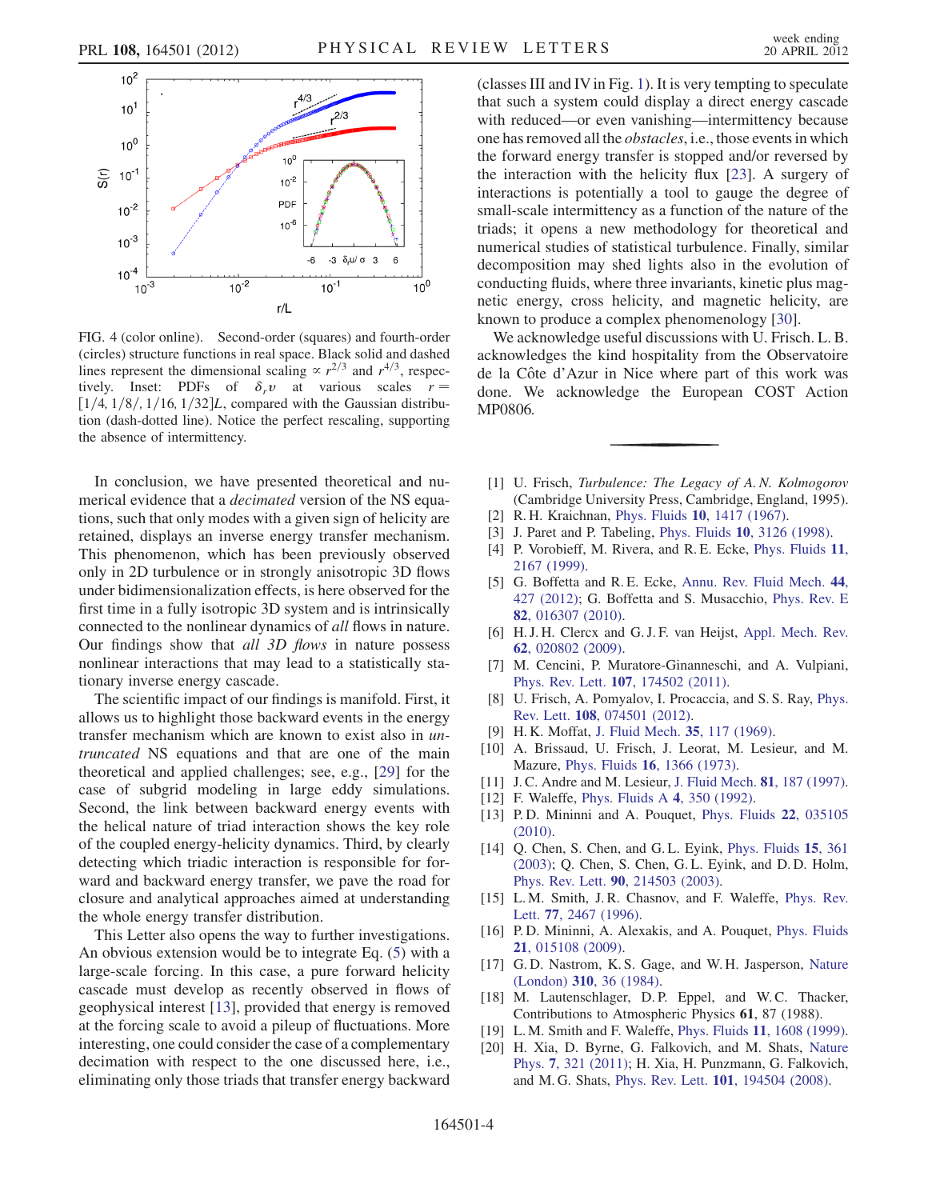FIG. 4 (color online). Second-order (squares) and fourth-order (circles) structure functions in real space. Black solid and dashed lines represent the dimensional scaling $\propto r^{2/3}$ and $r^{4/3}$, respectively. Inset: PDFs of $\delta_r v$ at various scales $r = [1/4, 1/8/, 1/16, 1/32]L$, compared with the Gaussian distribution (dash-dotted line). Notice the perfect rescaling, supporting the absence of intermittency.

In conclusion, we have presented theoretical and numerical evidence that a *decimated* version of the NS equations, such that only modes with a given sign of helicity are retained, displays an inverse energy transfer mechanism. This phenomenon, which has been previously observed only in 2D turbulence or in strongly anisotropic 3D flows under bidimensionalization effects, is here observed for the first time in a fully isotropic 3D system and is intrinsically connected to the nonlinear dynamics of *all* flows in nature. Our findings show that *all 3D flows* in nature possess nonlinear interactions that may lead to a statistically stationary inverse energy cascade.

The scientific impact of our findings is manifold. First, it allows us to highlight those backward events in the energy transfer mechanism which are known to exist also in *untruncated* NS equations and that are one of the main theoretical and applied challenges; see, e.g., [29] for the case of subgrid modeling in large eddy simulations. Second, the link between backward energy events with the helical nature of triad interaction shows the key role of the coupled energy-helicity dynamics. Third, by clearly detecting which triadic interaction is responsible for forward and backward energy transfer, we pave the road for closure and analytical approaches aimed at understanding the whole energy transfer distribution.

This Letter also opens the way to further investigations. An obvious extension would be to integrate Eq. (5) with a large-scale forcing. In this case, a pure forward helicity cascade must develop as recently observed in flows of geophysical interest [13], provided that energy is removed at the forcing scale to avoid a pileup of fluctuations. More interesting, one could consider the case of a complementary decimation with respect to the one discussed here, i.e., eliminating only those triads that transfer energy backward (classes III and IV in Fig. 1). It is very tempting to speculate that such a system could display a direct energy cascade with reduced—or even vanishing—intermittency because one has removed all the *obstacles*, i.e., those events in which the forward energy transfer is stopped and/or reversed by the interaction with the helicity flux [23]. A surgery of interactions is potentially a tool to gauge the degree of small-scale intermittency as a function of the nature of the triads; it opens a new methodology for theoretical and numerical studies of statistical turbulence. Finally, similar decomposition may shed lights also in the evolution of conducting fluids, where three invariants, kinetic plus magnetic energy, cross helicity, and magnetic helicity, are known to produce a complex phenomenology [30].

We acknowledge useful discussions with U. Frisch. L. B. acknowledges the kind hospitality from the Observatoire de la Côte d'Azur in Nice where part of this work was done. We acknowledge the European COST Action MP0806.

[1] U. Frisch, *Turbulence: The Legacy of A. N. Kolmogorov* (Cambridge University Press, Cambridge, England, 1995).
[2] R. H. Kraichnan, Phys. Fluids **10**, 1417 (1967).
[3] J. Paret and P. Tabeling, Phys. Fluids **10**, 3126 (1998).
[4] P. Vorobieff, M. Rivera, and R. E. Ecke, Phys. Fluids **11**, 2167 (1999).
[5] G. Boffetta and R. E. Ecke, Annu. Rev. Fluid Mech. **44**, 427 (2012); G. Boffetta and S. Musacchio, Phys. Rev. E **82**, 016307 (2010).
[6] H. J. H. Clercx and G. J. F. van Heijst, Appl. Mech. Rev. **62**, 020802 (2009).
[7] M. Cencini, P. Muratore-Ginanneschi, and A. Vulpiani, Phys. Rev. Lett. **107**, 174502 (2011).
[8] U. Frisch, A. Pomyalov, I. Procaccia, and S. S. Ray, Phys. Rev. Lett. **108**, 074501 (2012).
[9] H. K. Moffat, J. Fluid Mech. **35**, 117 (1969).
[10] A. Brissaud, U. Frisch, J. Leorat, M. Lesieur, and M. Mazure, Phys. Fluids **16**, 1366 (1973).
[11] J. C. Andre and M. Lesieur, J. Fluid Mech. **81**, 187 (1997).
[12] F. Waleffe, Phys. Fluids A **4**, 350 (1992).
[13] P. D. Mininni and A. Pouquet, Phys. Fluids **22**, 035105 (2010).
[14] Q. Chen, S. Chen, and G. L. Eyink, Phys. Fluids **15**, 361 (2003); Q. Chen, S. Chen, G. L. Eyink, and D. D. Holm, Phys. Rev. Lett. **90**, 214503 (2003).
[15] L. M. Smith, J. R. Chasnov, and F. Waleffe, Phys. Rev. Lett. **77**, 2467 (1996).
[16] P. D. Mininni, A. Alexakis, and A. Pouquet, Phys. Fluids **21**, 015108 (2009).
[17] G. D. Nastrom, K. S. Gage, and W. H. Jasperson, Nature (London) **310**, 36 (1984).
[18] M. Lautenschlager, D. P. Eppel, and W. C. Thacker, Contributions to Atmospheric Physics **61**, 87 (1988).
[19] L. M. Smith and F. Waleffe, Phys. Fluids **11**, 1608 (1999).
[20] H. Xia, D. Byrne, G. Falkovich, and M. Shats, Nature Phys. **7**, 321 (2011); H. Xia, H. Punzmann, G. Falkovich, and M. G. Shats, Phys. Rev. Lett. **101**, 194504 (2008).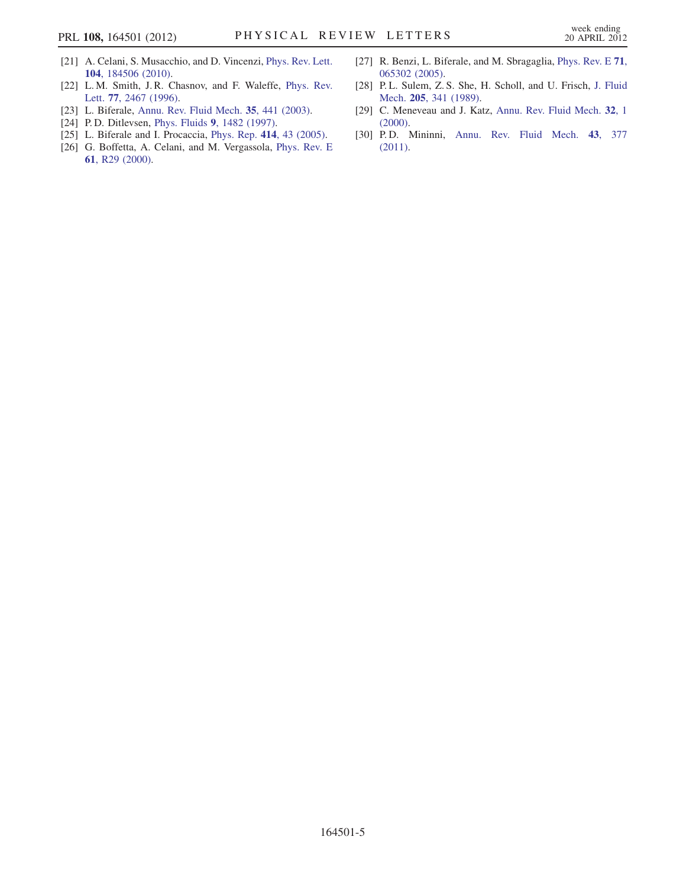[21] A. Celani, S. Musacchio, and D. Vincenzi, Phys. Rev. Lett. **104**, 184506 (2010).

[22] L. M. Smith, J. R. Chasnov, and F. Waleffe, Phys. Rev. Lett. **77**, 2467 (1996).

[23] L. Biferale, Annu. Rev. Fluid Mech. **35**, 441 (2003).

[24] P. D. Ditlevsen, Phys. Fluids **9**, 1482 (1997).

[25] L. Biferale and I. Procaccia, Phys. Rep. **414**, 43 (2005).

[26] G. Boffetta, A. Celani, and M. Vergassola, Phys. Rev. E **61**, R29 (2000).

[27] R. Benzi, L. Biferale, and M. Sbragaglia, Phys. Rev. E **71**, 065302 (2005).

[28] P. L. Sulem, Z. S. She, H. Scholl, and U. Frisch, J. Fluid Mech. **205**, 341 (1989).

[29] C. Meneveau and J. Katz, Annu. Rev. Fluid Mech. **32**, 1 (2000).

[30] P. D. Mininni, Annu. Rev. Fluid Mech. **43**, 377 (2011).